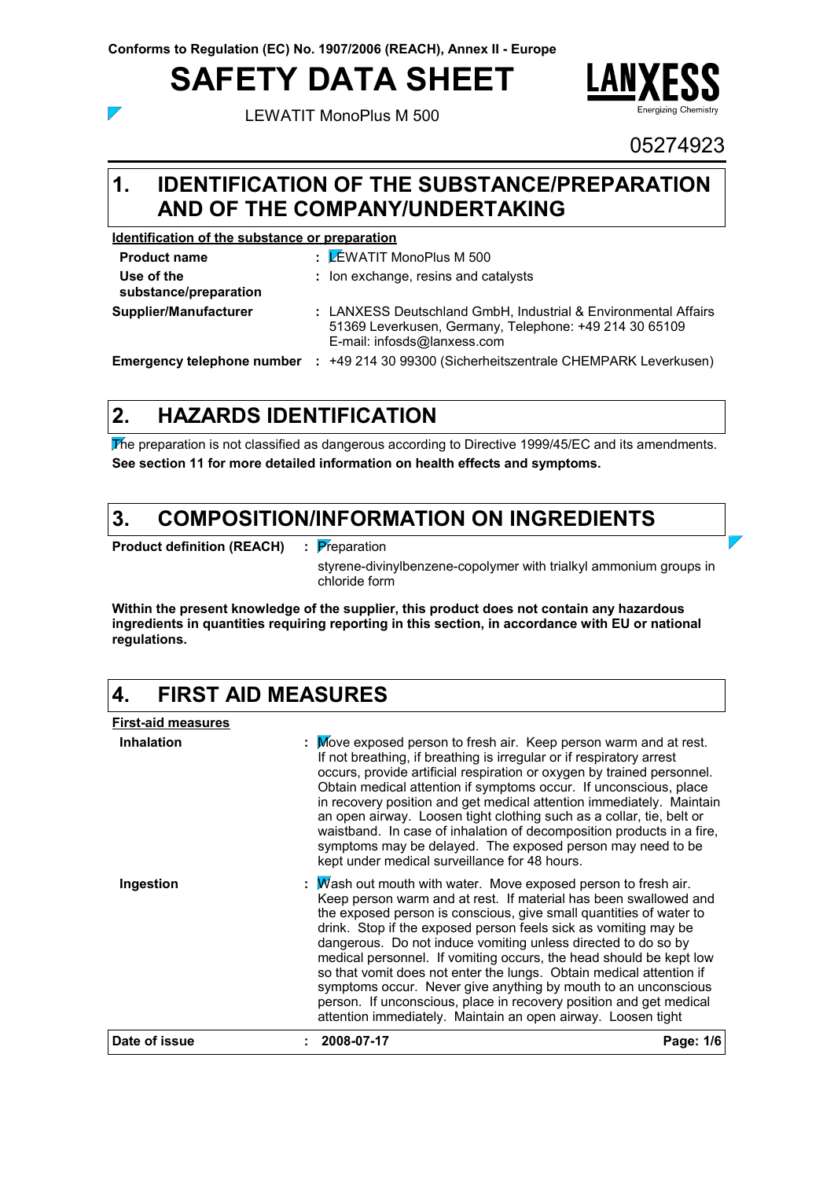Conforms to Regulation (EC) No. 1907/2006 (REACH), Annex II - Europe

# SAFETY DATA SHEET

LEWATIT MonoPlus M 500

LANXESS Energizing Chemistry

05274923

## 1. IDENTIFICATION OF THE SUBSTANCE/PREPARATION AND OF THE COMPANY/UNDERTAKING

**Identification of the substance or preparation**

| | |
|---|---|
| **Product name** | : LEWATIT MonoPlus M 500 |
| **Use of the substance/preparation** | : Ion exchange, resins and catalysts |
| **Supplier/Manufacturer** | : LANXESS Deutschland GmbH, Industrial & Environmental Affairs 51369 Leverkusen, Germany, Telephone: +49 214 30 65109 E-mail: infosds@lanxess.com |
| **Emergency telephone number** | : +49 214 30 99300 (Sicherheitszentrale CHEMPARK Leverkusen) |

## 2. HAZARDS IDENTIFICATION

The preparation is not classified as dangerous according to Directive 1999/45/EC and its amendments.

**See section 11 for more detailed information on health effects and symptoms.**

## 3. COMPOSITION/INFORMATION ON INGREDIENTS

**Product definition (REACH)** : Preparation

styrene-divinylbenzene-copolymer with trialkyl ammonium groups in chloride form

**Within the present knowledge of the supplier, this product does not contain any hazardous ingredients in quantities requiring reporting in this section, in accordance with EU or national regulations.**

## 4. FIRST AID MEASURES

**First-aid measures**

**Inhalation** : Move exposed person to fresh air. Keep person warm and at rest. If not breathing, if breathing is irregular or if respiratory arrest occurs, provide artificial respiration or oxygen by trained personnel. Obtain medical attention if symptoms occur. If unconscious, place in recovery position and get medical attention immediately. Maintain an open airway. Loosen tight clothing such as a collar, tie, belt or waistband. In case of inhalation of decomposition products in a fire, symptoms may be delayed. The exposed person may need to be kept under medical surveillance for 48 hours.

**Ingestion** : Wash out mouth with water. Move exposed person to fresh air. Keep person warm and at rest. If material has been swallowed and the exposed person is conscious, give small quantities of water to drink. Stop if the exposed person feels sick as vomiting may be dangerous. Do not induce vomiting unless directed to do so by medical personnel. If vomiting occurs, the head should be kept low so that vomit does not enter the lungs. Obtain medical attention if symptoms occur. Never give anything by mouth to an unconscious person. If unconscious, place in recovery position and get medical attention immediately. Maintain an open airway. Loosen tight

**Date of issue** : 2008-07-17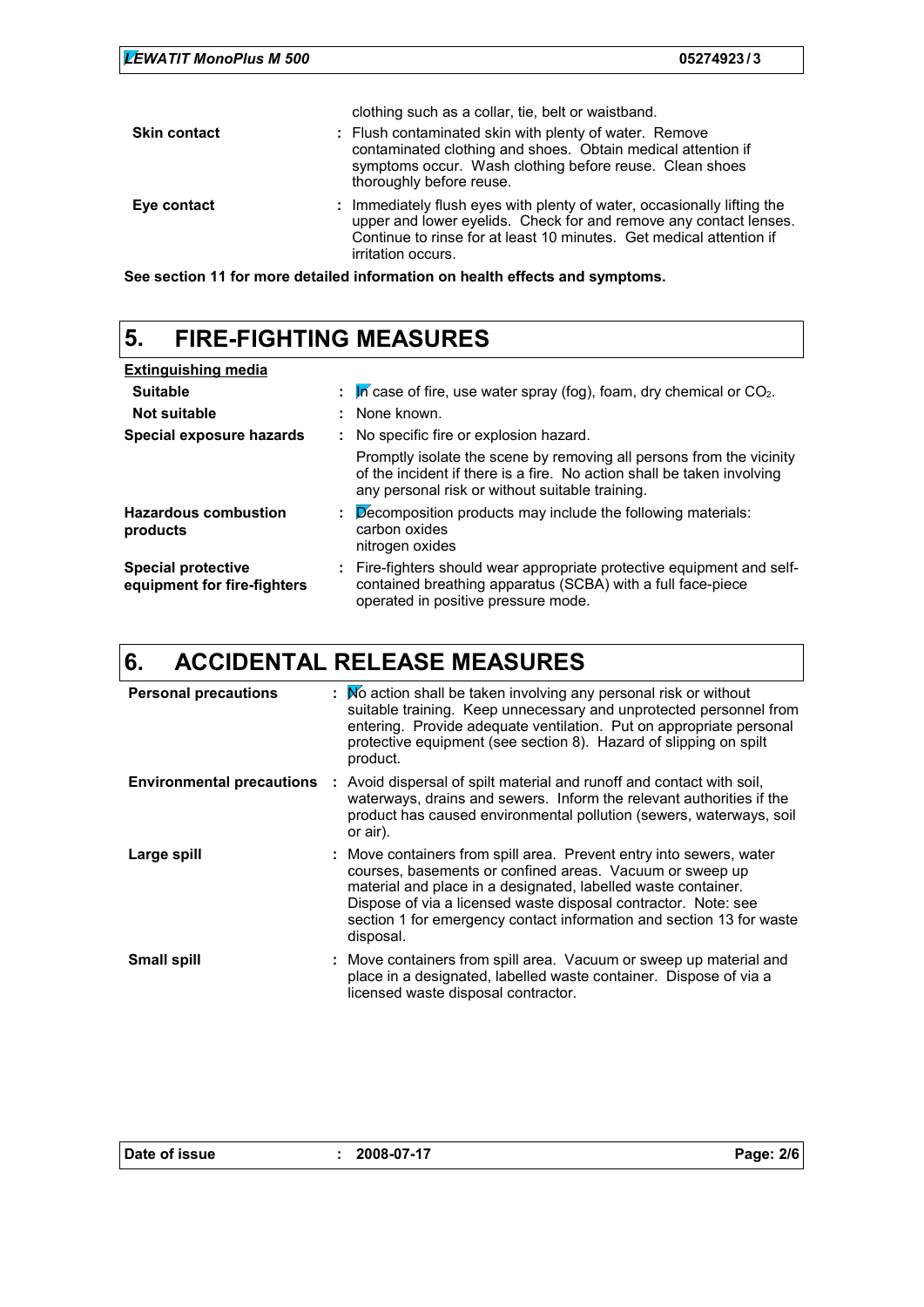clothing such as a collar, tie, belt or waistband.

**Skin contact** : Flush contaminated skin with plenty of water. Remove contaminated clothing and shoes. Obtain medical attention if symptoms occur. Wash clothing before reuse. Clean shoes thoroughly before reuse.

**Eye contact** : Immediately flush eyes with plenty of water, occasionally lifting the upper and lower eyelids. Check for and remove any contact lenses. Continue to rinse for at least 10 minutes. Get medical attention if irritation occurs.

**See section 11 for more detailed information on health effects and symptoms.**

## 5. FIRE-FIGHTING MEASURES

**Extinguishing media**

**Suitable** : In case of fire, use water spray (fog), foam, dry chemical or $CO_2$.

**Not suitable** : None known.

**Special exposure hazards** : No specific fire or explosion hazard.

Promptly isolate the scene by removing all persons from the vicinity of the incident if there is a fire. No action shall be taken involving any personal risk or without suitable training.

**Hazardous combustion products** : Decomposition products may include the following materials:
carbon oxides
nitrogen oxides

**Special protective equipment for fire-fighters** : Fire-fighters should wear appropriate protective equipment and self-contained breathing apparatus (SCBA) with a full face-piece operated in positive pressure mode.

## 6. ACCIDENTAL RELEASE MEASURES

**Personal precautions** : No action shall be taken involving any personal risk or without suitable training. Keep unnecessary and unprotected personnel from entering. Provide adequate ventilation. Put on appropriate personal protective equipment (see section 8). Hazard of slipping on spilt product.

**Environmental precautions** : Avoid dispersal of spilt material and runoff and contact with soil, waterways, drains and sewers. Inform the relevant authorities if the product has caused environmental pollution (sewers, waterways, soil or air).

**Large spill** : Move containers from spill area. Prevent entry into sewers, water courses, basements or confined areas. Vacuum or sweep up material and place in a designated, labelled waste container. Dispose of via a licensed waste disposal contractor. Note: see section 1 for emergency contact information and section 13 for waste disposal.

**Small spill** : Move containers from spill area. Vacuum or sweep up material and place in a designated, labelled waste container. Dispose of via a licensed waste disposal contractor.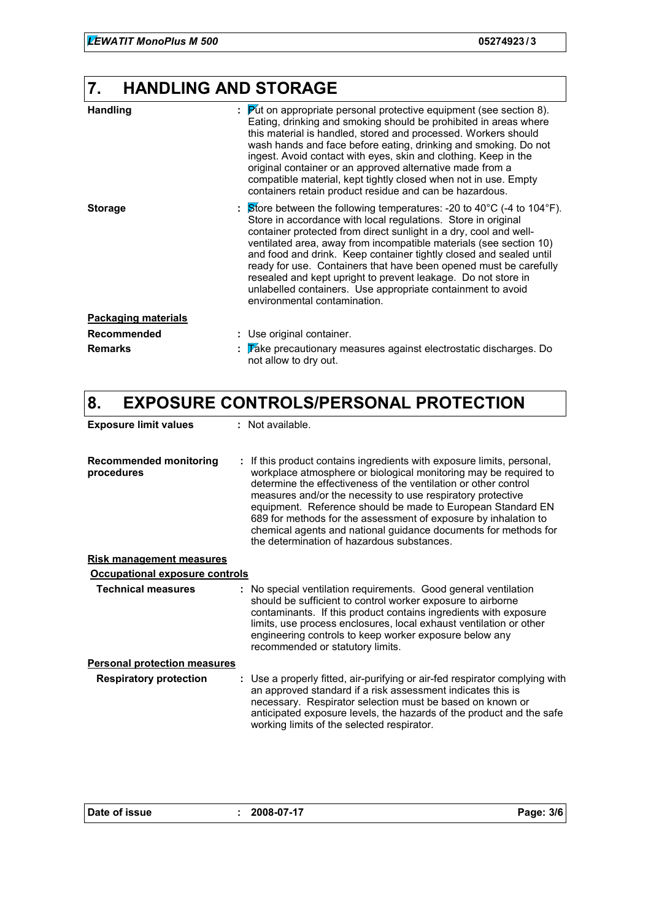## 7. HANDLING AND STORAGE

| | |
|---|---|
| **Handling** | : Put on appropriate personal protective equipment (see section 8). Eating, drinking and smoking should be prohibited in areas where this material is handled, stored and processed. Workers should wash hands and face before eating, drinking and smoking. Do not ingest. Avoid contact with eyes, skin and clothing. Keep in the original container or an approved alternative made from a compatible material, kept tightly closed when not in use. Empty containers retain product residue and can be hazardous. |
| **Storage** | : Store between the following temperatures: -20 to 40°C (-4 to 104°F). Store in accordance with local regulations. Store in original container protected from direct sunlight in a dry, cool and well-ventilated area, away from incompatible materials (see section 10) and food and drink. Keep container tightly closed and sealed until ready for use. Containers that have been opened must be carefully resealed and kept upright to prevent leakage. Do not store in unlabelled containers. Use appropriate containment to avoid environmental contamination. |

**Packaging materials**

| | |
|---|---|
| **Recommended** | : Use original container. |
| **Remarks** | : Take precautionary measures against electrostatic discharges. Do not allow to dry out. |

## 8. EXPOSURE CONTROLS/PERSONAL PROTECTION

| | |
|---|---|
| **Exposure limit values** | : Not available. |
| **Recommended monitoring procedures** | : If this product contains ingredients with exposure limits, personal, workplace atmosphere or biological monitoring may be required to determine the effectiveness of the ventilation or other control measures and/or the necessity to use respiratory protective equipment. Reference should be made to European Standard EN 689 for methods for the assessment of exposure by inhalation to chemical agents and national guidance documents for methods for the determination of hazardous substances. |

**Risk management measures**

**Occupational exposure controls**

| | |
|---|---|
| **Technical measures** | : No special ventilation requirements. Good general ventilation should be sufficient to control worker exposure to airborne contaminants. If this product contains ingredients with exposure limits, use process enclosures, local exhaust ventilation or other engineering controls to keep worker exposure below any recommended or statutory limits. |

**Personal protection measures**

| | |
|---|---|
| **Respiratory protection** | : Use a properly fitted, air-purifying or air-fed respirator complying with an approved standard if a risk assessment indicates this is necessary. Respirator selection must be based on known or anticipated exposure levels, the hazards of the product and the safe working limits of the selected respirator. |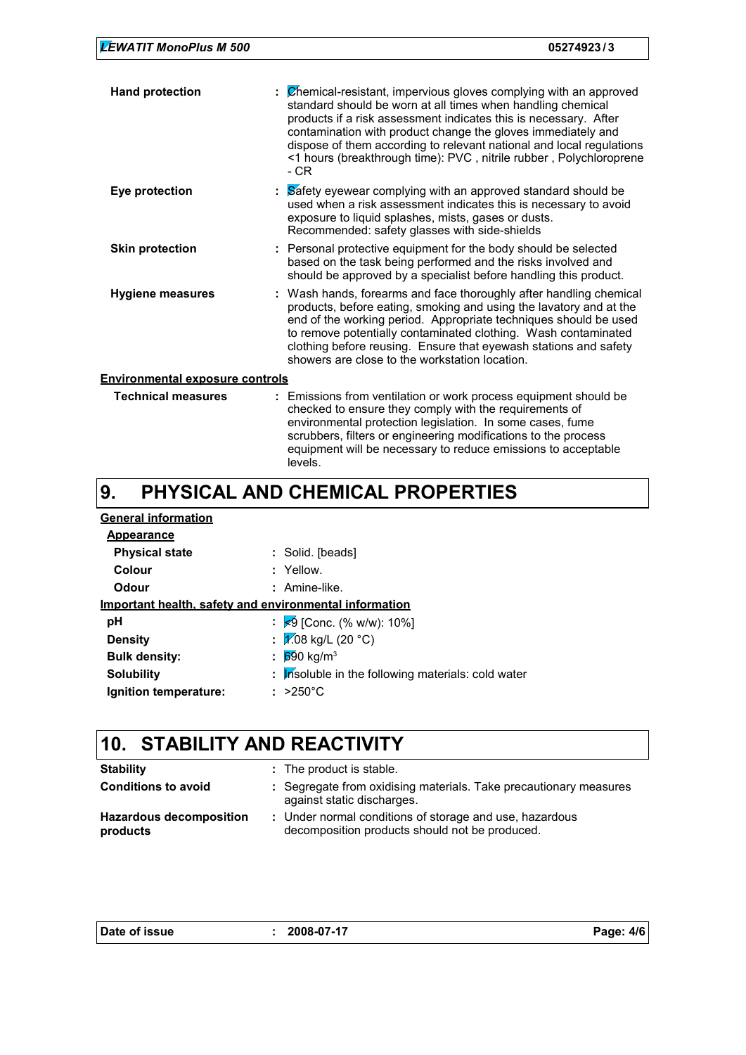| | |
|---|---|
| **Hand protection** | : Chemical-resistant, impervious gloves complying with an approved standard should be worn at all times when handling chemical products if a risk assessment indicates this is necessary. After contamination with product change the gloves immediately and dispose of them according to relevant national and local regulations <1 hours (breakthrough time): PVC , nitrile rubber , Polychloroprene - CR |
| **Eye protection** | : Safety eyewear complying with an approved standard should be used when a risk assessment indicates this is necessary to avoid exposure to liquid splashes, mists, gases or dusts. Recommended: safety glasses with side-shields |
| **Skin protection** | : Personal protective equipment for the body should be selected based on the task being performed and the risks involved and should be approved by a specialist before handling this product. |
| **Hygiene measures** | : Wash hands, forearms and face thoroughly after handling chemical products, before eating, smoking and using the lavatory and at the end of the working period. Appropriate techniques should be used to remove potentially contaminated clothing. Wash contaminated clothing before reusing. Ensure that eyewash stations and safety showers are close to the workstation location. |

**Environmental exposure controls**

| | |
|---|---|
| **Technical measures** | : Emissions from ventilation or work process equipment should be checked to ensure they comply with the requirements of environmental protection legislation. In some cases, fume scrubbers, filters or engineering modifications to the process equipment will be necessary to reduce emissions to acceptable levels. |

# 9. PHYSICAL AND CHEMICAL PROPERTIES

**General information**

**Appearance**

| | |
|---|---|
| **Physical state** | : Solid. [beads] |
| **Colour** | : Yellow. |
| **Odour** | : Amine-like. |

**Important health, safety and environmental information**

| | |
|---|---|
| **pH** | : <9 [Conc. (% w/w): 10%] |
| **Density** | : 1.08 kg/L (20 °C) |
| **Bulk density:** | : 690 kg/m$^3$ |
| **Solubility** | : Insoluble in the following materials: cold water |
| **Ignition temperature:** | : >250°C |

# 10. STABILITY AND REACTIVITY

| | |
|---|---|
| **Stability** | : The product is stable. |
| **Conditions to avoid** | : Segregate from oxidising materials. Take precautionary measures against static discharges. |
| **Hazardous decomposition products** | : Under normal conditions of storage and use, hazardous decomposition products should not be produced. |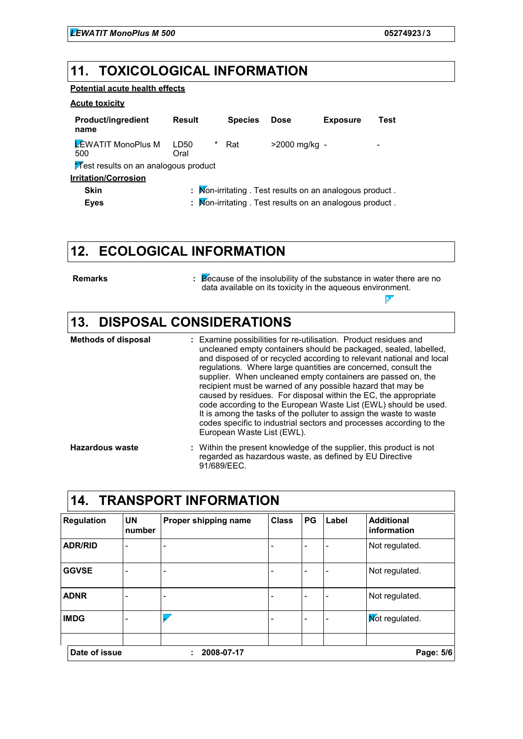## 11. TOXICOLOGICAL INFORMATION

**Potential acute health effects**

**Acute toxicity**

| Product/ingredient name | Result | | Species | Dose | Exposure | Test |
|---|---|---|---|---|---|---|
| LEWATIT MonoPlus M 500 | LD50 Oral | * | Rat | >2000 mg/kg | - | - |

*Test results on an analogous product

**Irritation/Corrosion**

**Skin** : Non-irritating . Test results on an analogous product .

**Eyes** : Non-irritating . Test results on an analogous product .

## 12. ECOLOGICAL INFORMATION

**Remarks** : Because of the insolubility of the substance in water there are no data available on its toxicity in the aqueous environment.

## 13. DISPOSAL CONSIDERATIONS

**Methods of disposal** : Examine possibilities for re-utilisation. Product residues and uncleaned empty containers should be packaged, sealed, labelled, and disposed of or recycled according to relevant national and local regulations. Where large quantities are concerned, consult the supplier. When uncleaned empty containers are passed on, the recipient must be warned of any possible hazard that may be caused by residues. For disposal within the EC, the appropriate code according to the European Waste List (EWL) should be used. It is among the tasks of the polluter to assign the waste to waste codes specific to industrial sectors and processes according to the European Waste List (EWL).

**Hazardous waste** : Within the present knowledge of the supplier, this product is not regarded as hazardous waste, as defined by EU Directive 91/689/EEC.

## 14. TRANSPORT INFORMATION

| Regulation | UN number | Proper shipping name | Class | PG | Label | Additional information |
|---|---|---|---|---|---|---|
| ADR/RID | - | - | - | - | - | Not regulated. |
| GGVSE | - | - | - | - | - | Not regulated. |
| ADNR | - | - | - | - | - | Not regulated. |
| IMDG | - | - | - | - | - | Not regulated. |

**Date of issue** : 2008-07-17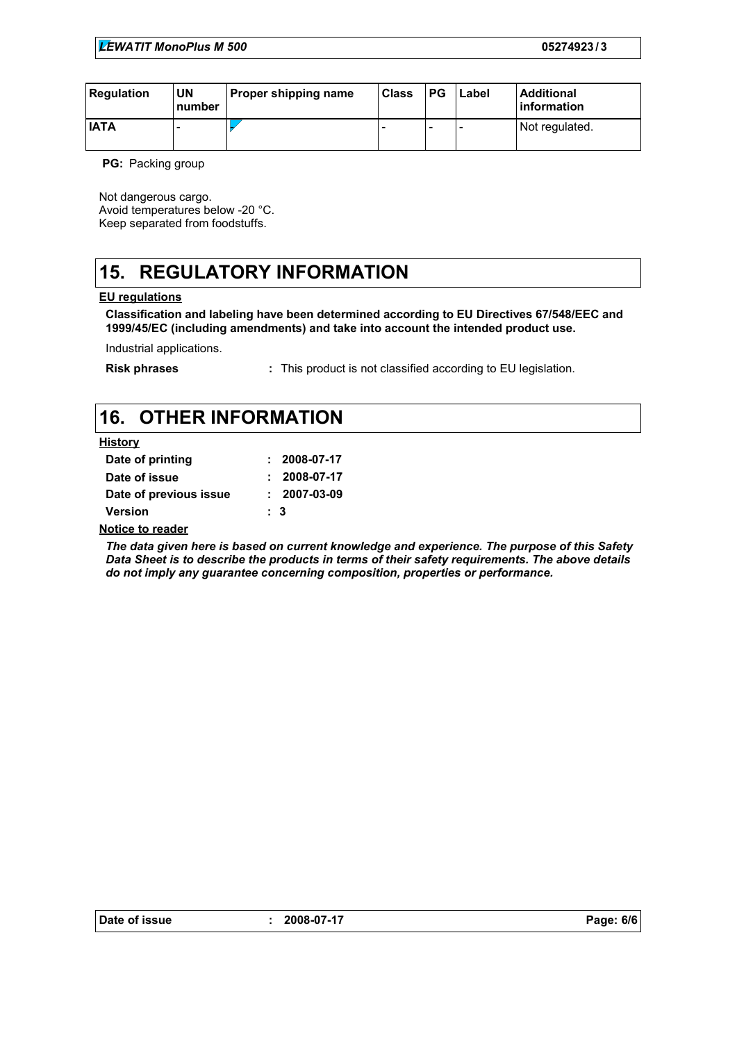| Regulation | UN number | Proper shipping name | Class | PG | Label | Additional information |
|---|---|---|---|---|---|---|
| IATA | - | | - | - | - | Not regulated. |

**PG:** Packing group

Not dangerous cargo.
Avoid temperatures below -20 °C.
Keep separated from foodstuffs.

# 15. REGULATORY INFORMATION

**EU regulations**

**Classification and labeling have been determined according to EU Directives 67/548/EEC and 1999/45/EC (including amendments) and take into account the intended product use.**

Industrial applications.

**Risk phrases** : This product is not classified according to EU legislation.

# 16. OTHER INFORMATION

**History**

**Date of printing** : **2008-07-17**
**Date of issue** : **2008-07-17**
**Date of previous issue** : **2007-03-09**
**Version** : **3**

**Notice to reader**

***The data given here is based on current knowledge and experience. The purpose of this Safety Data Sheet is to describe the products in terms of their safety requirements. The above details do not imply any guarantee concerning composition, properties or performance.***